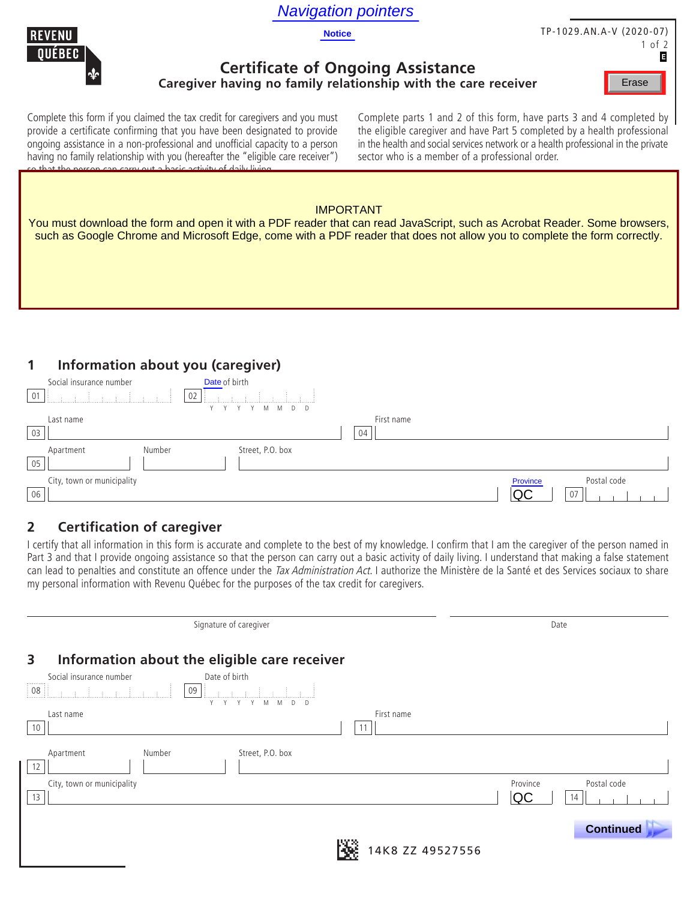Navigation pointers

Notice

REVENU QUÉBEC

TP-1029.AN.A-V (2020-07)

Erase

# Certificate of Ongoing Assistance

## Caregiver having no family relationship with the care receiver

Complete this form if you claimed the tax credit for caregivers and you must provide a certificate confirming that you have been designated to provide ongoing assistance in a non-professional and unofficial capacity to a person having no family relationship with you (hereafter the "eligible care receiver") so that the person can carry out a basic activity of daily living.

Complete parts 1 and 2 of this form, have parts 3 and 4 completed by the eligible caregiver and have Part 5 completed by a health professional in the health and social services network or a health professional in the private sector who is a member of a professional order.

IMPORTANT
You must download the form and open it with a PDF reader that can read JavaScript, such as Acrobat Reader. Some browsers, such as Google Chrome and Microsoft Edge, come with a PDF reader that does not allow you to complete the form correctly.

## 1 Information about you (caregiver)

01 Social insurance number

02 Date of birth (Y Y Y Y M M D D)

03 Last name

04 First name

05 Apartment | Number | Street, P.O. box

06 City, town or municipality

Province: QC

07 Postal code

## 2 Certification of caregiver

I certify that all information in this form is accurate and complete to the best of my knowledge. I confirm that I am the caregiver of the person named in Part 3 and that I provide ongoing assistance so that the person can carry out a basic activity of daily living. I understand that making a false statement can lead to penalties and constitute an offence under the *Tax Administration Act*. I authorize the Ministère de la Santé et des Services sociaux to share my personal information with Revenu Québec for the purposes of the tax credit for caregivers.

Signature of caregiver

Date

## 3 Information about the eligible care receiver

08 Social insurance number

09 Date of birth (Y Y Y Y M M D D)

10 Last name

11 First name

12 Apartment | Number | Street, P.O. box

13 City, town or municipality

Province: QC

14 Postal code

Continued

14K8 ZZ 49527556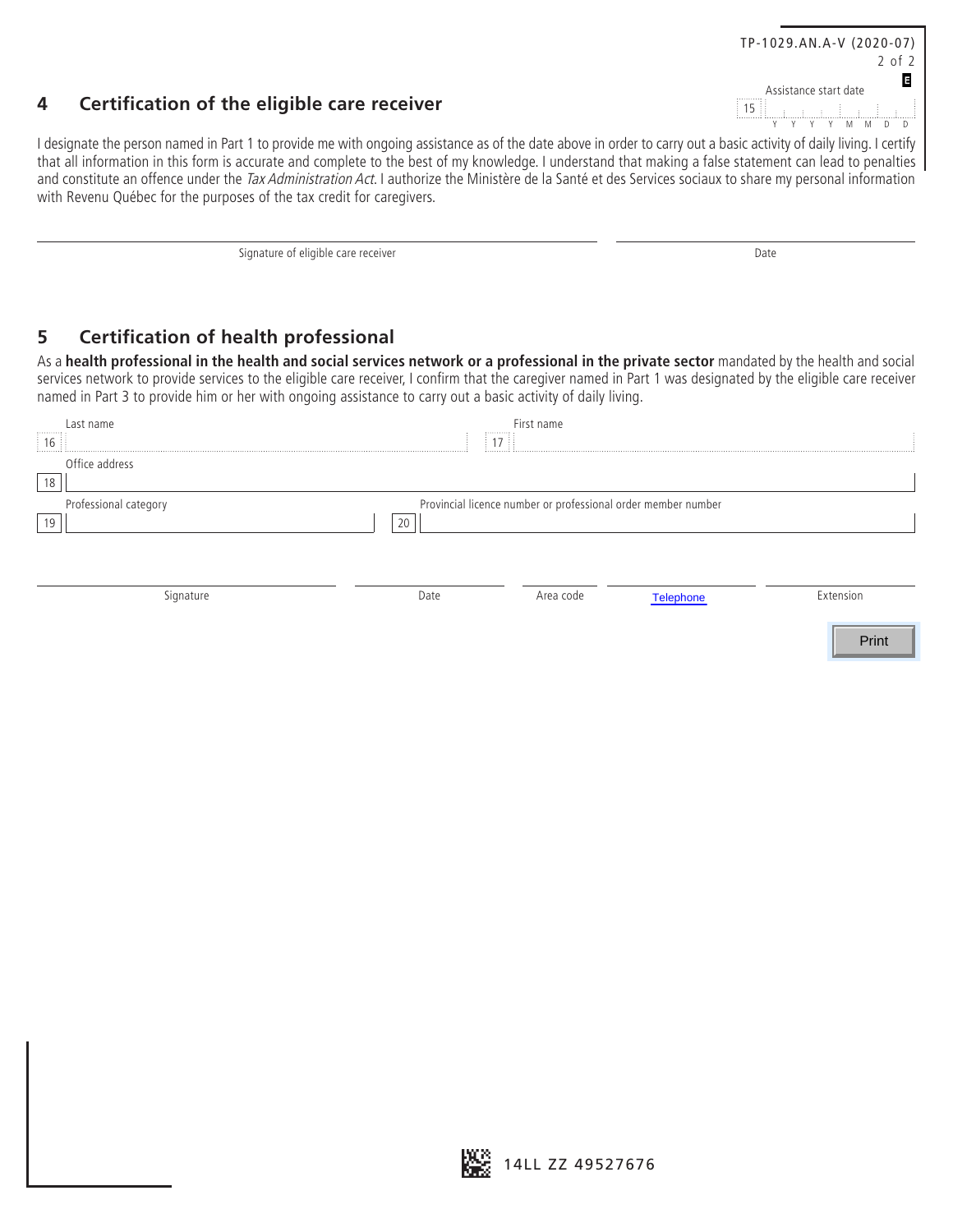## 4 Certification of the eligible care receiver

Assistance start date

15 Y Y Y Y M M D D

I designate the person named in Part 1 to provide me with ongoing assistance as of the date above in order to carry out a basic activity of daily living. I certify that all information in this form is accurate and complete to the best of my knowledge. I understand that making a false statement can lead to penalties and constitute an offence under the *Tax Administration Act*. I authorize the Ministère de la Santé et des Services sociaux to share my personal information with Revenu Québec for the purposes of the tax credit for caregivers.

Signature of eligible care receiver

Date

## 5 Certification of health professional

As a **health professional in the health and social services network or a professional in the private sector** mandated by the health and social services network to provide services to the eligible care receiver, I confirm that the caregiver named in Part 1 was designated by the eligible care receiver named in Part 3 to provide him or her with ongoing assistance to carry out a basic activity of daily living.

16 Last name

17 First name

18 Office address

19 Professional category

20 Provincial licence number or professional order member number

Signature

Date

Area code

Telephone

Extension

14LL ZZ 49527676